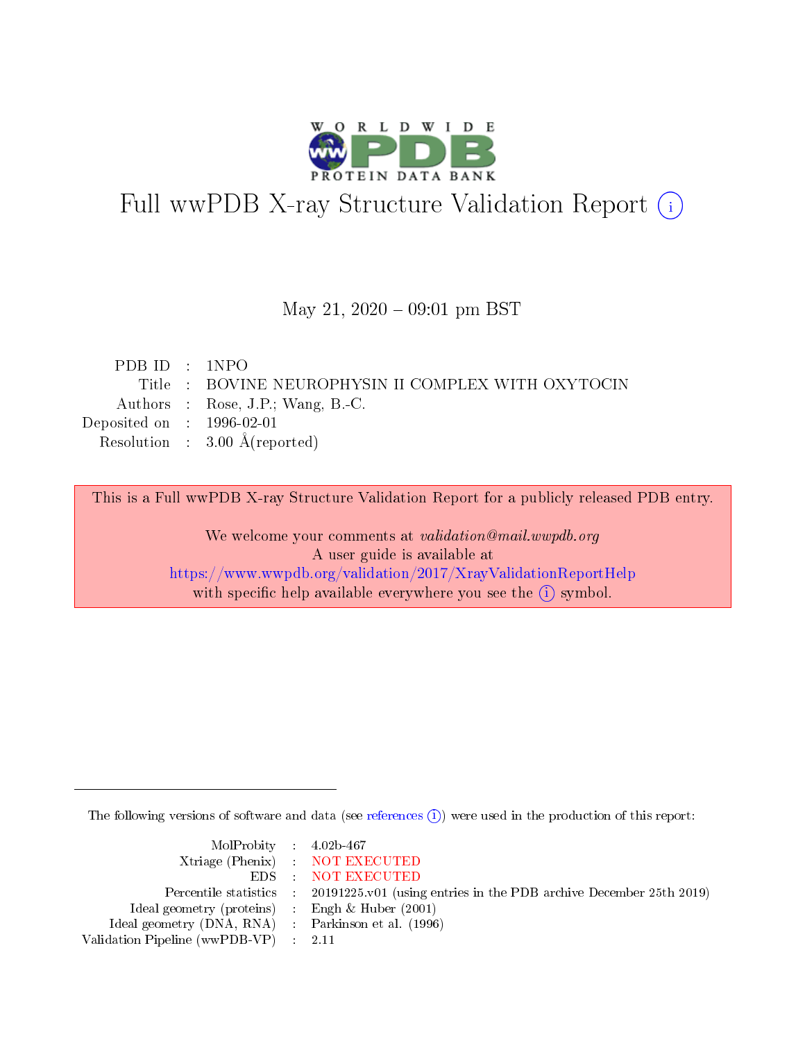# Full wwPDB X-ray Structure Validation Report (i)

May 21, 2020 – 09:01 pm BST

| | | |
|---|---|---|
| PDB ID | : | 1NPO |
| Title | : | BOVINE NEUROPHYSIN II COMPLEX WITH OXYTOCIN |
| Authors | : | Rose, J.P.; Wang, B.-C. |
| Deposited on | : | 1996-02-01 |
| Resolution | : | 3.00 Å(reported) |

This is a Full wwPDB X-ray Structure Validation Report for a publicly released PDB entry.

We welcome your comments at *validation@mail.wwpdb.org*
A user guide is available at
https://www.wwpdb.org/validation/2017/XrayValidationReportHelp
with specific help available everywhere you see the (i) symbol.

The following versions of software and data (see references (i)) were used in the production of this report:

| | | |
|---|---|---|
| MolProbity | : | 4.02b-467 |
| Xtriage (Phenix) | : | NOT EXECUTED |
| EDS | : | NOT EXECUTED |
| Percentile statistics | : | 20191225.v01 (using entries in the PDB archive December 25th 2019) |
| Ideal geometry (proteins) | : | Engh & Huber (2001) |
| Ideal geometry (DNA, RNA) | : | Parkinson et al. (1996) |
| Validation Pipeline (wwPDB-VP) | : | 2.11 |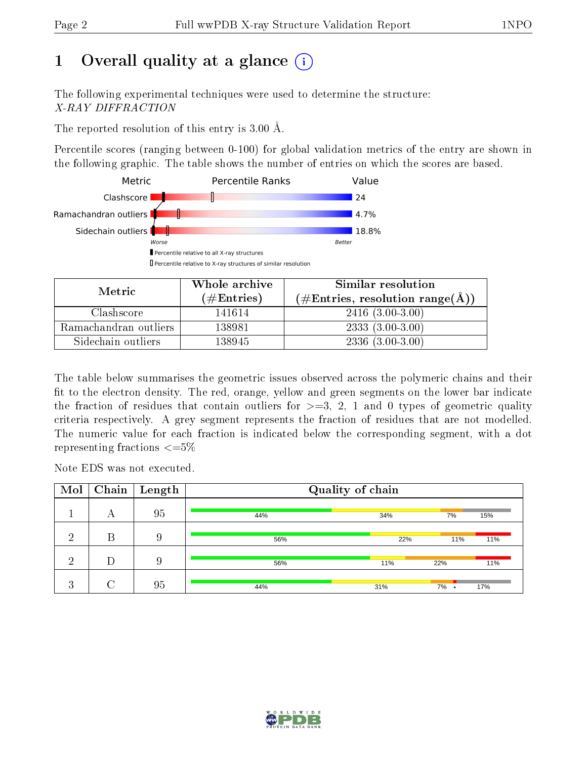# 1 Overall quality at a glance

The following experimental techniques were used to determine the structure: *X-RAY DIFFRACTION*

The reported resolution of this entry is 3.00 Å.

Percentile scores (ranging between 0-100) for global validation metrics of the entry are shown in the following graphic. The table shows the number of entries on which the scores are based.

Metric
Percentile Ranks
Value
Clashscore
24
Ramachandran outliers
4.7%
Sidechain outliers
18.8%
Worse
Better
Percentile relative to all X-ray structures
Percentile relative to X-ray structures of similar resolution

| Metric | Whole archive (#Entries) | Similar resolution (#Entries, resolution range(Å)) |
|---|---|---|
| Clashscore | 141614 | 2416 (3.00-3.00) |
| Ramachandran outliers | 138981 | 2333 (3.00-3.00) |
| Sidechain outliers | 138945 | 2336 (3.00-3.00) |

The table below summarises the geometric issues observed across the polymeric chains and their fit to the electron density. The red, orange, yellow and green segments on the lower bar indicate the fraction of residues that contain outliers for >=3, 2, 1 and 0 types of geometric quality criteria respectively. A grey segment represents the fraction of residues that are not modelled. The numeric value for each fraction is indicated below the corresponding segment, with a dot representing fractions <=5%

Note EDS was not executed.

| Mol | Chain | Length | Quality of chain |
|---|---|---|---|
| 1 | A | 95 | 44% 34% 7% 15% |
| 2 | B | 9 | 56% 22% 11% 11% |
| 2 | D | 9 | 56% 11% 22% 11% |
| 3 | C | 95 | 44% 31% 7% • 17% |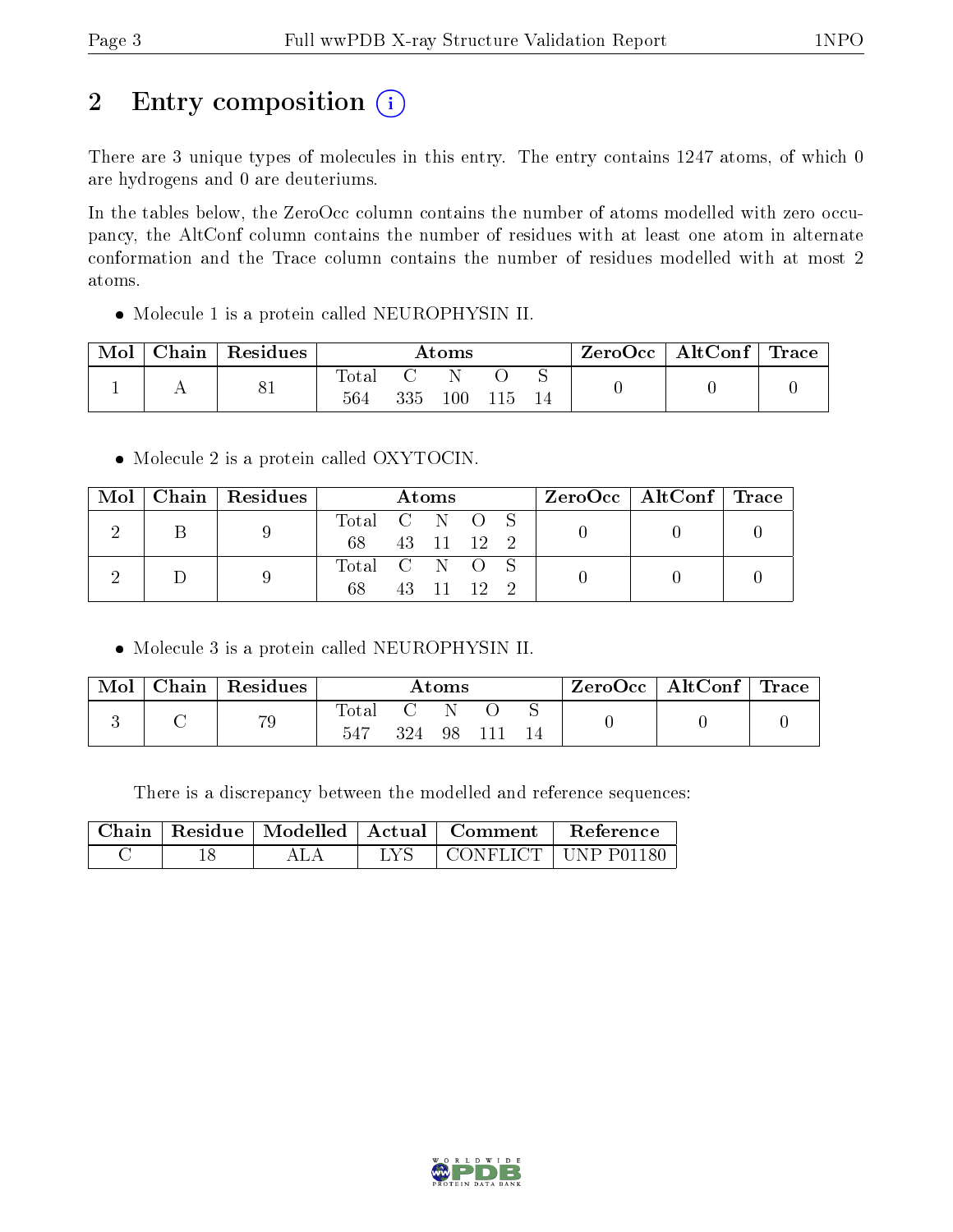# 2 Entry composition

There are 3 unique types of molecules in this entry. The entry contains 1247 atoms, of which 0 are hydrogens and 0 are deuteriums.

In the tables below, the ZeroOcc column contains the number of atoms modelled with zero occupancy, the AltConf column contains the number of residues with at least one atom in alternate conformation and the Trace column contains the number of residues modelled with at most 2 atoms.

- Molecule 1 is a protein called NEUROPHYSIN II.

| Mol | Chain | Residues | Atoms | | | | | ZeroOcc | AltConf | Trace |
|---|---|---|---|---|---|---|---|---|---|---|
| | | | Total | C | N | O | S | | | |
| 1 | A | 81 | 564 | 335 | 100 | 115 | 14 | 0 | 0 | 0 |

- Molecule 2 is a protein called OXYTOCIN.

| Mol | Chain | Residues | Atoms | | | | | ZeroOcc | AltConf | Trace |
|---|---|---|---|---|---|---|---|---|---|---|
| | | | Total | C | N | O | S | | | |
| 2 | B | 9 | 68 | 43 | 11 | 12 | 2 | 0 | 0 | 0 |
| 2 | D | 9 | 68 | 43 | 11 | 12 | 2 | 0 | 0 | 0 |

- Molecule 3 is a protein called NEUROPHYSIN II.

| Mol | Chain | Residues | Atoms | | | | | ZeroOcc | AltConf | Trace |
|---|---|---|---|---|---|---|---|---|---|---|
| | | | Total | C | N | O | S | | | |
| 3 | C | 79 | 547 | 324 | 98 | 111 | 14 | 0 | 0 | 0 |

There is a discrepancy between the modelled and reference sequences:

| Chain | Residue | Modelled | Actual | Comment | Reference |
|---|---|---|---|---|---|
| C | 18 | ALA | LYS | CONFLICT | UNP P01180 |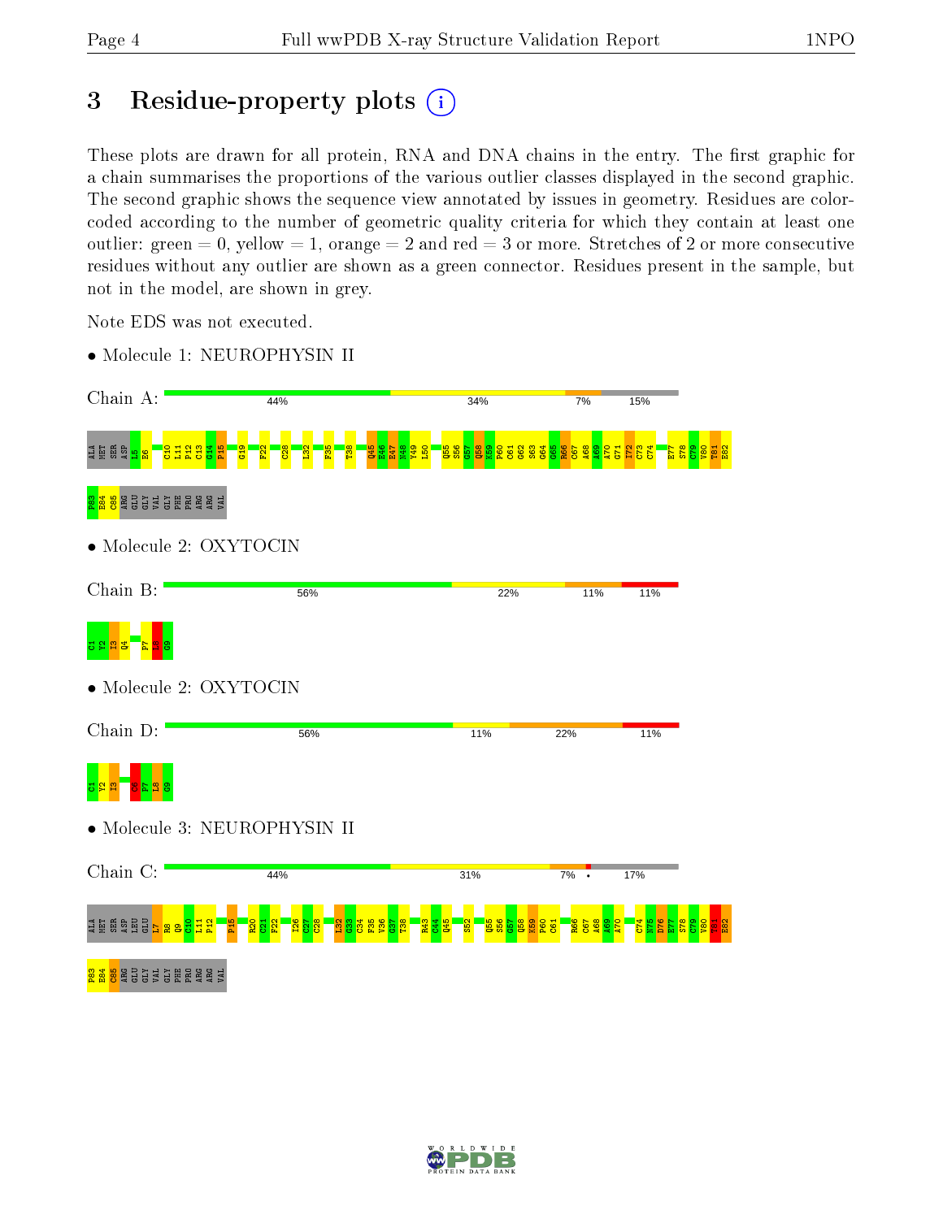# 3 Residue-property plots

These plots are drawn for all protein, RNA and DNA chains in the entry. The first graphic for a chain summarises the proportions of the various outlier classes displayed in the second graphic. The second graphic shows the sequence view annotated by issues in geometry. Residues are color-coded according to the number of geometric quality criteria for which they contain at least one outlier: green = 0, yellow = 1, orange = 2 and red = 3 or more. Stretches of 2 or more consecutive residues without any outlier are shown as a green connector. Residues present in the sample, but not in the model, are shown in grey.

Note EDS was not executed.

- Molecule 1: NEUROPHYSIN II

Chain A:

44%
34%
7%
15%

ALA MET SER ASP L5 E6 C10 L11 P12 C13 G14 P15 G19 F22 C28 L32 F35 T38 Q45 E46 E47 N48 Y49 L50 Q55 S56 G57 Q58 K59 P60 C61 G62 S63 G64 G65 R66 C67 A68 A69 A70 G71 I72 C73 C74 E77 S78 C79 V80 T81 E82 P83 E84 C85 ARG GLU GLY VAL GLY PHE PRO ARG ARG VAL

- Molecule 2: OXYTOCIN

Chain B:

56%
22%
11%
11%

C1 Y2 I3 Q4 P7 L8 G9

- Molecule 2: OXYTOCIN

Chain D:

56%
11%
22%
11%

C1 Y2 I3 C6 P7 L8 G9

- Molecule 3: NEUROPHYSIN II

Chain C:

44%
31%
7%
•
17%

ALA MET SER ASP LEU GLU L7 R8 Q9 C10 L11 P12 P15 R20 C21 F22 I26 C27 C28 L32 G33 C34 F35 V36 G37 T38 R43 C44 Q45 S52 Q55 S56 G57 Q58 K59 P60 C61 R66 C67 A68 A69 A70 C74 N75 D76 E77 S78 C79 V80 T81 E82 P83 E84 C85 ARG GLU GLY VAL GLY PHE PRO ARG ARG VAL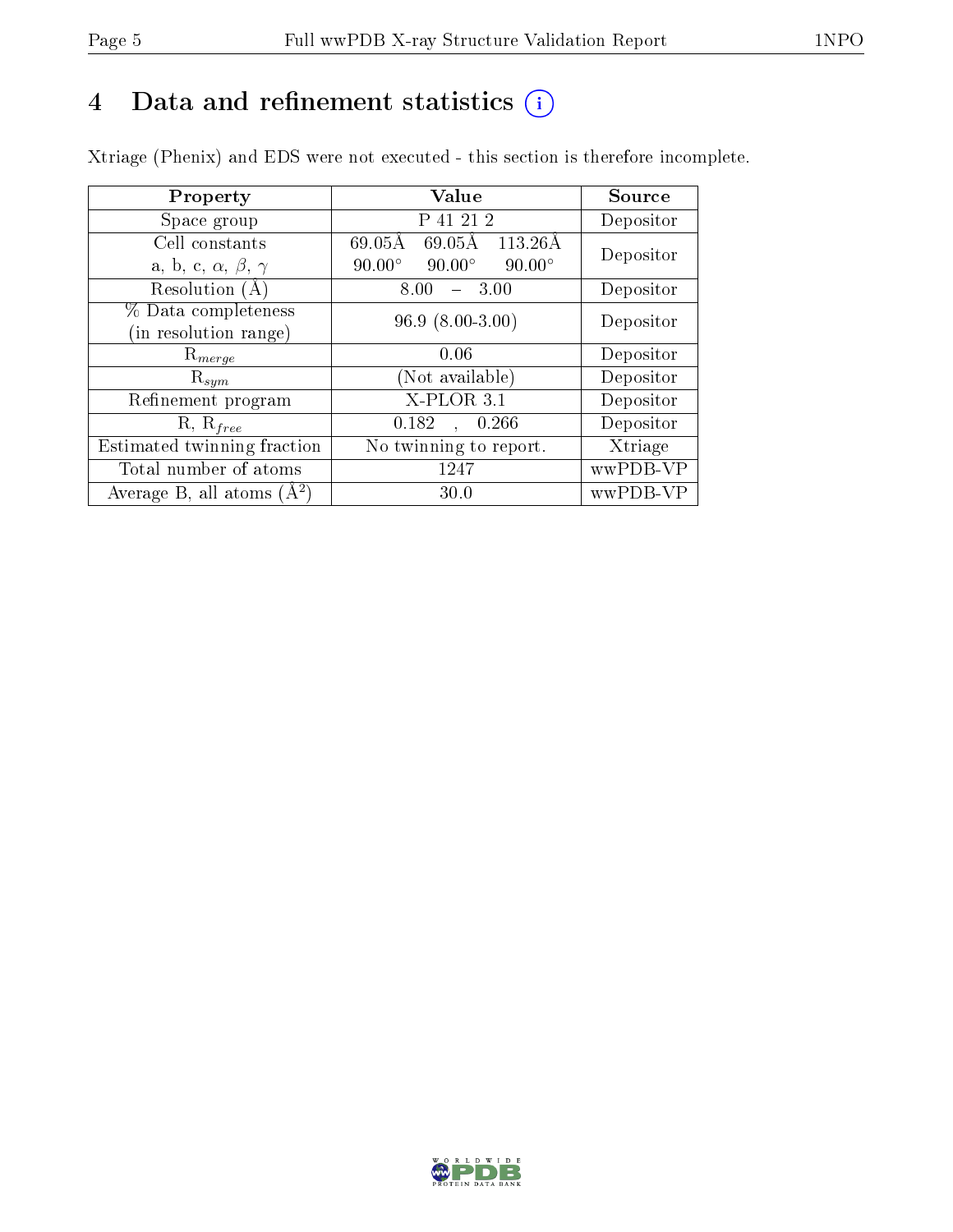# 4 Data and refinement statistics

Xtriage (Phenix) and EDS were not executed - this section is therefore incomplete.

| Property | Value | Source |
|---|---|---|
| Space group | P 41 21 2 | Depositor |
| Cell constants<br>a, b, c, $\alpha$, $\beta$, $\gamma$ | 69.05Å 69.05Å 113.26Å<br>90.00° 90.00° 90.00° | Depositor |
| Resolution (Å) | 8.00 – 3.00 | Depositor |
| % Data completeness<br>(in resolution range) | 96.9 (8.00-3.00) | Depositor |
| $R_{merge}$ | 0.06 | Depositor |
| $R_{sym}$ | (Not available) | Depositor |
| Refinement program | X-PLOR 3.1 | Depositor |
| R, $R_{free}$ | 0.182 , 0.266 | Depositor |
| Estimated twinning fraction | No twinning to report. | Xtriage |
| Total number of atoms | 1247 | wwPDB-VP |
| Average B, all atoms (Å$^2$) | 30.0 | wwPDB-VP |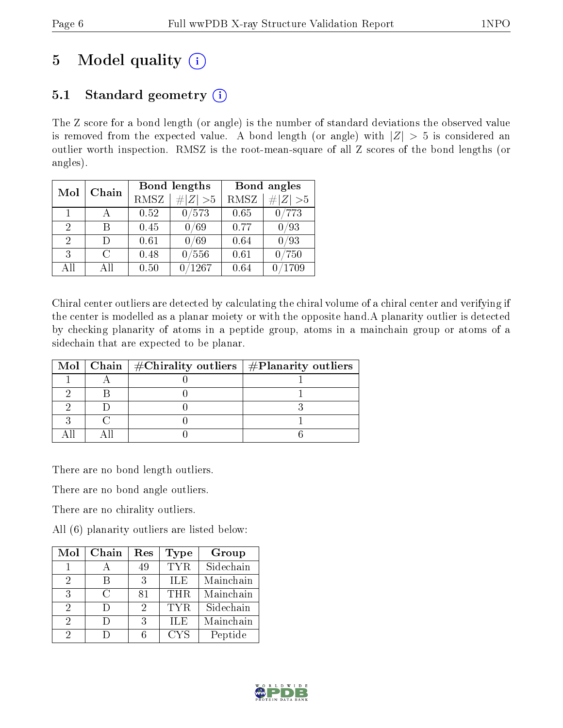# 5 Model quality (i)

## 5.1 Standard geometry (i)

The Z score for a bond length (or angle) is the number of standard deviations the observed value is removed from the expected value. A bond length (or angle) with $|Z| > 5$ is considered an outlier worth inspection. RMSZ is the root-mean-square of all Z scores of the bond lengths (or angles).

| Mol | Chain | Bond lengths | | Bond angles | |
|---|---|---|---|---|---|
| | | RMSZ | #$\|Z\|$ >5 | RMSZ | #$\|Z\|$ >5 |
| 1 | A | 0.52 | 0/573 | 0.65 | 0/773 |
| 2 | B | 0.45 | 0/69 | 0.77 | 0/93 |
| 2 | D | 0.61 | 0/69 | 0.64 | 0/93 |
| 3 | C | 0.48 | 0/556 | 0.61 | 0/750 |
| All | All | 0.50 | 0/1267 | 0.64 | 0/1709 |

Chiral center outliers are detected by calculating the chiral volume of a chiral center and verifying if the center is modelled as a planar moiety or with the opposite hand.A planarity outlier is detected by checking planarity of atoms in a peptide group, atoms in a mainchain group or atoms of a sidechain that are expected to be planar.

| Mol | Chain | #Chirality outliers | #Planarity outliers |
|---|---|---|---|
| 1 | A | 0 | 1 |
| 2 | B | 0 | 1 |
| 2 | D | 0 | 3 |
| 3 | C | 0 | 1 |
| All | All | 0 | 6 |

There are no bond length outliers.

There are no bond angle outliers.

There are no chirality outliers.

All (6) planarity outliers are listed below:

| Mol | Chain | Res | Type | Group |
|---|---|---|---|---|
| 1 | A | 49 | TYR | Sidechain |
| 2 | B | 3 | ILE | Mainchain |
| 3 | C | 81 | THR | Mainchain |
| 2 | D | 2 | TYR | Sidechain |
| 2 | D | 3 | ILE | Mainchain |
| 2 | D | 6 | CYS | Peptide |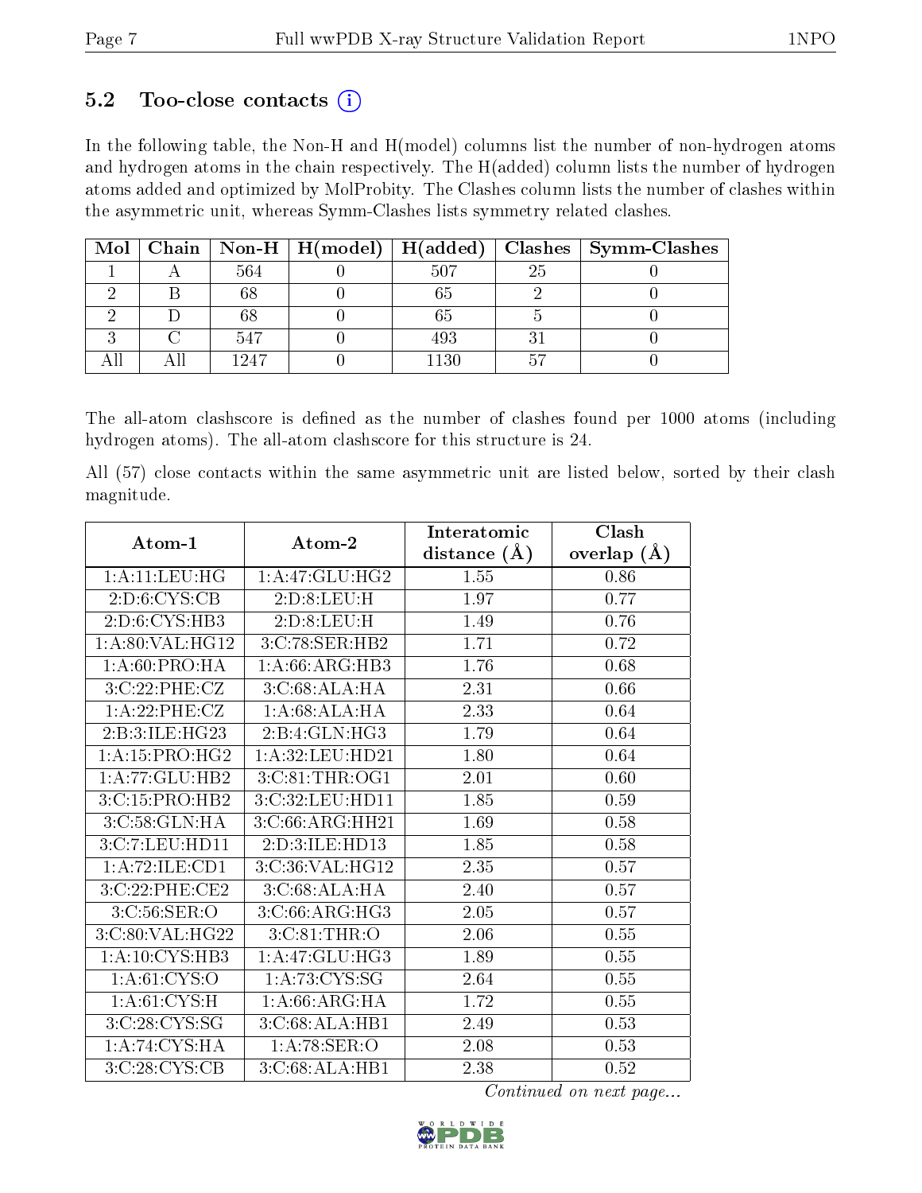### 5.2 Too-close contacts (i)

In the following table, the Non-H and H(model) columns list the number of non-hydrogen atoms and hydrogen atoms in the chain respectively. The H(added) column lists the number of hydrogen atoms added and optimized by MolProbity. The Clashes column lists the number of clashes within the asymmetric unit, whereas Symm-Clashes lists symmetry related clashes.

| Mol | Chain | Non-H | H(model) | H(added) | Clashes | Symm-Clashes |
|---|---|---|---|---|---|---|
| 1 | A | 564 | 0 | 507 | 25 | 0 |
| 2 | B | 68 | 0 | 65 | 2 | 0 |
| 2 | D | 68 | 0 | 65 | 5 | 0 |
| 3 | C | 547 | 0 | 493 | 31 | 0 |
| All | All | 1247 | 0 | 1130 | 57 | 0 |

The all-atom clashscore is defined as the number of clashes found per 1000 atoms (including hydrogen atoms). The all-atom clashscore for this structure is 24.

All (57) close contacts within the same asymmetric unit are listed below, sorted by their clash magnitude.

| Atom-1 | Atom-2 | Interatomic distance (Å) | Clash overlap (Å) |
|---|---|---|---|
| 1:A:11:LEU:HG | 1:A:47:GLU:HG2 | 1.55 | 0.86 |
| 2:D:6:CYS:CB | 2:D:8:LEU:H | 1.97 | 0.77 |
| 2:D:6:CYS:HB3 | 2:D:8:LEU:H | 1.49 | 0.76 |
| 1:A:80:VAL:HG12 | 3:C:78:SER:HB2 | 1.71 | 0.72 |
| 1:A:60:PRO:HA | 1:A:66:ARG:HB3 | 1.76 | 0.68 |
| 3:C:22:PHE:CZ | 3:C:68:ALA:HA | 2.31 | 0.66 |
| 1:A:22:PHE:CZ | 1:A:68:ALA:HA | 2.33 | 0.64 |
| 2:B:3:ILE:HG23 | 2:B:4:GLN:HG3 | 1.79 | 0.64 |
| 1:A:15:PRO:HG2 | 1:A:32:LEU:HD21 | 1.80 | 0.64 |
| 1:A:77:GLU:HB2 | 3:C:81:THR:OG1 | 2.01 | 0.60 |
| 3:C:15:PRO:HB2 | 3:C:32:LEU:HD11 | 1.85 | 0.59 |
| 3:C:58:GLN:HA | 3:C:66:ARG:HH21 | 1.69 | 0.58 |
| 3:C:7:LEU:HD11 | 2:D:3:ILE:HD13 | 1.85 | 0.58 |
| 1:A:72:ILE:CD1 | 3:C:36:VAL:HG12 | 2.35 | 0.57 |
| 3:C:22:PHE:CE2 | 3:C:68:ALA:HA | 2.40 | 0.57 |
| 3:C:56:SER:O | 3:C:66:ARG:HG3 | 2.05 | 0.57 |
| 3:C:80:VAL:HG22 | 3:C:81:THR:O | 2.06 | 0.55 |
| 1:A:10:CYS:HB3 | 1:A:47:GLU:HG3 | 1.89 | 0.55 |
| 1:A:61:CYS:O | 1:A:73:CYS:SG | 2.64 | 0.55 |
| 1:A:61:CYS:H | 1:A:66:ARG:HA | 1.72 | 0.55 |
| 3:C:28:CYS:SG | 3:C:68:ALA:HB1 | 2.49 | 0.53 |
| 1:A:74:CYS:HA | 1:A:78:SER:O | 2.08 | 0.53 |
| 3:C:28:CYS:CB | 3:C:68:ALA:HB1 | 2.38 | 0.52 |

*Continued on next page...*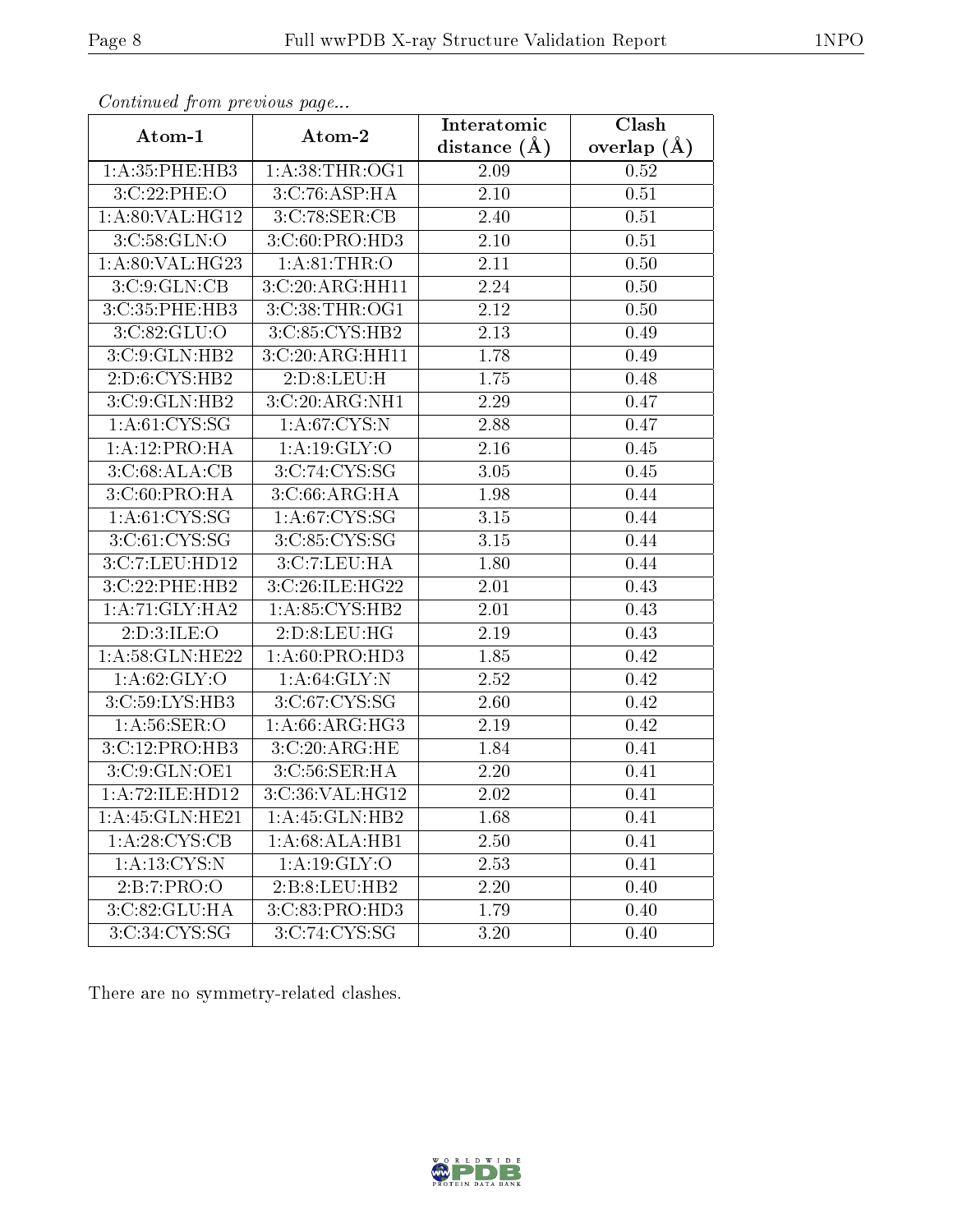*Continued from previous page...*

| Atom-1 | Atom-2 | Interatomic distance (Å) | Clash overlap (Å) |
|---|---|---|---|
| 1:A:35:PHE:HB3 | 1:A:38:THR:OG1 | 2.09 | 0.52 |
| 3:C:22:PHE:O | 3:C:76:ASP:HA | 2.10 | 0.51 |
| 1:A:80:VAL:HG12 | 3:C:78:SER:CB | 2.40 | 0.51 |
| 3:C:58:GLN:O | 3:C:60:PRO:HD3 | 2.10 | 0.51 |
| 1:A:80:VAL:HG23 | 1:A:81:THR:O | 2.11 | 0.50 |
| 3:C:9:GLN:CB | 3:C:20:ARG:HH11 | 2.24 | 0.50 |
| 3:C:35:PHE:HB3 | 3:C:38:THR:OG1 | 2.12 | 0.50 |
| 3:C:82:GLU:O | 3:C:85:CYS:HB2 | 2.13 | 0.49 |
| 3:C:9:GLN:HB2 | 3:C:20:ARG:HH11 | 1.78 | 0.49 |
| 2:D:6:CYS:HB2 | 2:D:8:LEU:H | 1.75 | 0.48 |
| 3:C:9:GLN:HB2 | 3:C:20:ARG:NH1 | 2.29 | 0.47 |
| 1:A:61:CYS:SG | 1:A:67:CYS:N | 2.88 | 0.47 |
| 1:A:12:PRO:HA | 1:A:19:GLY:O | 2.16 | 0.45 |
| 3:C:68:ALA:CB | 3:C:74:CYS:SG | 3.05 | 0.45 |
| 3:C:60:PRO:HA | 3:C:66:ARG:HA | 1.98 | 0.44 |
| 1:A:61:CYS:SG | 1:A:67:CYS:SG | 3.15 | 0.44 |
| 3:C:61:CYS:SG | 3:C:85:CYS:SG | 3.15 | 0.44 |
| 3:C:7:LEU:HD12 | 3:C:7:LEU:HA | 1.80 | 0.44 |
| 3:C:22:PHE:HB2 | 3:C:26:ILE:HG22 | 2.01 | 0.43 |
| 1:A:71:GLY:HA2 | 1:A:85:CYS:HB2 | 2.01 | 0.43 |
| 2:D:3:ILE:O | 2:D:8:LEU:HG | 2.19 | 0.43 |
| 1:A:58:GLN:HE22 | 1:A:60:PRO:HD3 | 1.85 | 0.42 |
| 1:A:62:GLY:O | 1:A:64:GLY:N | 2.52 | 0.42 |
| 3:C:59:LYS:HB3 | 3:C:67:CYS:SG | 2.60 | 0.42 |
| 1:A:56:SER:O | 1:A:66:ARG:HG3 | 2.19 | 0.42 |
| 3:C:12:PRO:HB3 | 3:C:20:ARG:HE | 1.84 | 0.41 |
| 3:C:9:GLN:OE1 | 3:C:56:SER:HA | 2.20 | 0.41 |
| 1:A:72:ILE:HD12 | 3:C:36:VAL:HG12 | 2.02 | 0.41 |
| 1:A:45:GLN:HE21 | 1:A:45:GLN:HB2 | 1.68 | 0.41 |
| 1:A:28:CYS:CB | 1:A:68:ALA:HB1 | 2.50 | 0.41 |
| 1:A:13:CYS:N | 1:A:19:GLY:O | 2.53 | 0.41 |
| 2:B:7:PRO:O | 2:B:8:LEU:HB2 | 2.20 | 0.40 |
| 3:C:82:GLU:HA | 3:C:83:PRO:HD3 | 1.79 | 0.40 |
| 3:C:34:CYS:SG | 3:C:74:CYS:SG | 3.20 | 0.40 |

There are no symmetry-related clashes.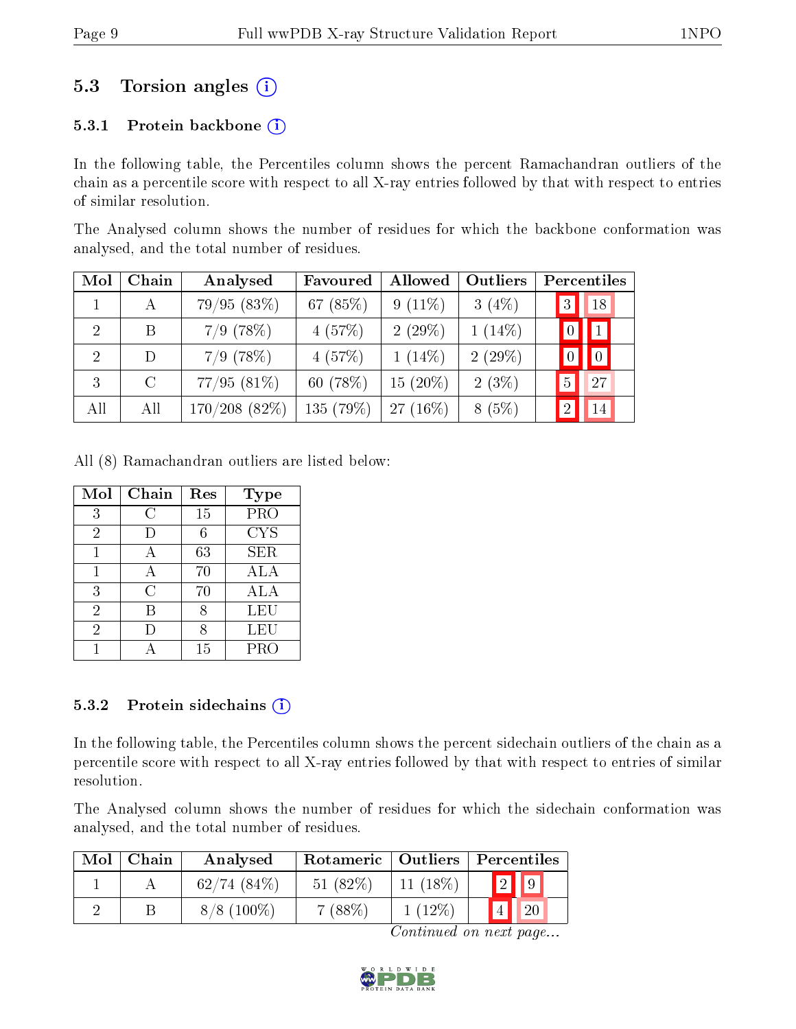## 5.3 Torsion angles (i)

### 5.3.1 Protein backbone (i)

In the following table, the Percentiles column shows the percent Ramachandran outliers of the chain as a percentile score with respect to all X-ray entries followed by that with respect to entries of similar resolution.

The Analysed column shows the number of residues for which the backbone conformation was analysed, and the total number of residues.

| Mol | Chain | Analysed | Favoured | Allowed | Outliers | Percentiles | |
|---|---|---|---|---|---|---|---|
| 1 | A | 79/95 (83%) | 67 (85%) | 9 (11%) | 3 (4%) | 3 | 18 |
| 2 | B | 7/9 (78%) | 4 (57%) | 2 (29%) | 1 (14%) | 0 | 1 |
| 2 | D | 7/9 (78%) | 4 (57%) | 1 (14%) | 2 (29%) | 0 | 0 |
| 3 | C | 77/95 (81%) | 60 (78%) | 15 (20%) | 2 (3%) | 5 | 27 |
| All | All | 170/208 (82%) | 135 (79%) | 27 (16%) | 8 (5%) | 2 | 14 |

All (8) Ramachandran outliers are listed below:

| Mol | Chain | Res | Type |
|---|---|---|---|
| 3 | C | 15 | PRO |
| 2 | D | 6 | CYS |
| 1 | A | 63 | SER |
| 1 | A | 70 | ALA |
| 3 | C | 70 | ALA |
| 2 | B | 8 | LEU |
| 2 | D | 8 | LEU |
| 1 | A | 15 | PRO |

### 5.3.2 Protein sidechains (i)

In the following table, the Percentiles column shows the percent sidechain outliers of the chain as a percentile score with respect to all X-ray entries followed by that with respect to entries of similar resolution.

The Analysed column shows the number of residues for which the sidechain conformation was analysed, and the total number of residues.

| Mol | Chain | Analysed | Rotameric | Outliers | Percentiles | |
|---|---|---|---|---|---|---|
| 1 | A | 62/74 (84%) | 51 (82%) | 11 (18%) | 2 | 9 |
| 2 | B | 8/8 (100%) | 7 (88%) | 1 (12%) | 4 | 20 |

*Continued on next page...*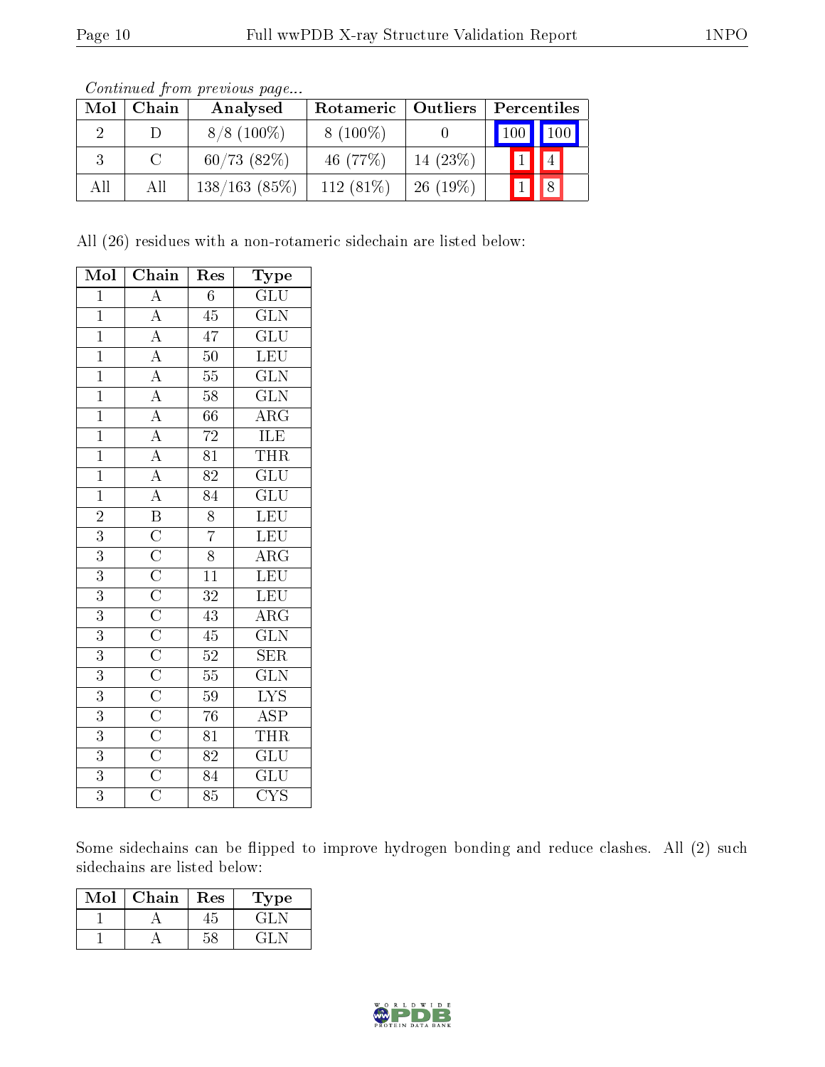*Continued from previous page...*

| Mol | Chain | Analysed | Rotameric | Outliers | Percentiles | |
|---|---|---|---|---|---|---|
| 2 | D | 8/8 (100%) | 8 (100%) | 0 | 100 | 100 |
| 3 | C | 60/73 (82%) | 46 (77%) | 14 (23%) | 1 | 4 |
| All | All | 138/163 (85%) | 112 (81%) | 26 (19%) | 1 | 8 |

All (26) residues with a non-rotameric sidechain are listed below:

| Mol | Chain | Res | Type |
|---|---|---|---|
| 1 | A | 6 | GLU |
| 1 | A | 45 | GLN |
| 1 | A | 47 | GLU |
| 1 | A | 50 | LEU |
| 1 | A | 55 | GLN |
| 1 | A | 58 | GLN |
| 1 | A | 66 | ARG |
| 1 | A | 72 | ILE |
| 1 | A | 81 | THR |
| 1 | A | 82 | GLU |
| 1 | A | 84 | GLU |
| 2 | B | 8 | LEU |
| 3 | C | 7 | LEU |
| 3 | C | 8 | ARG |
| 3 | C | 11 | LEU |
| 3 | C | 32 | LEU |
| 3 | C | 43 | ARG |
| 3 | C | 45 | GLN |
| 3 | C | 52 | SER |
| 3 | C | 55 | GLN |
| 3 | C | 59 | LYS |
| 3 | C | 76 | ASP |
| 3 | C | 81 | THR |
| 3 | C | 82 | GLU |
| 3 | C | 84 | GLU |
| 3 | C | 85 | CYS |

Some sidechains can be flipped to improve hydrogen bonding and reduce clashes. All (2) such sidechains are listed below:

| Mol | Chain | Res | Type |
|---|---|---|---|
| 1 | A | 45 | GLN |
| 1 | A | 58 | GLN |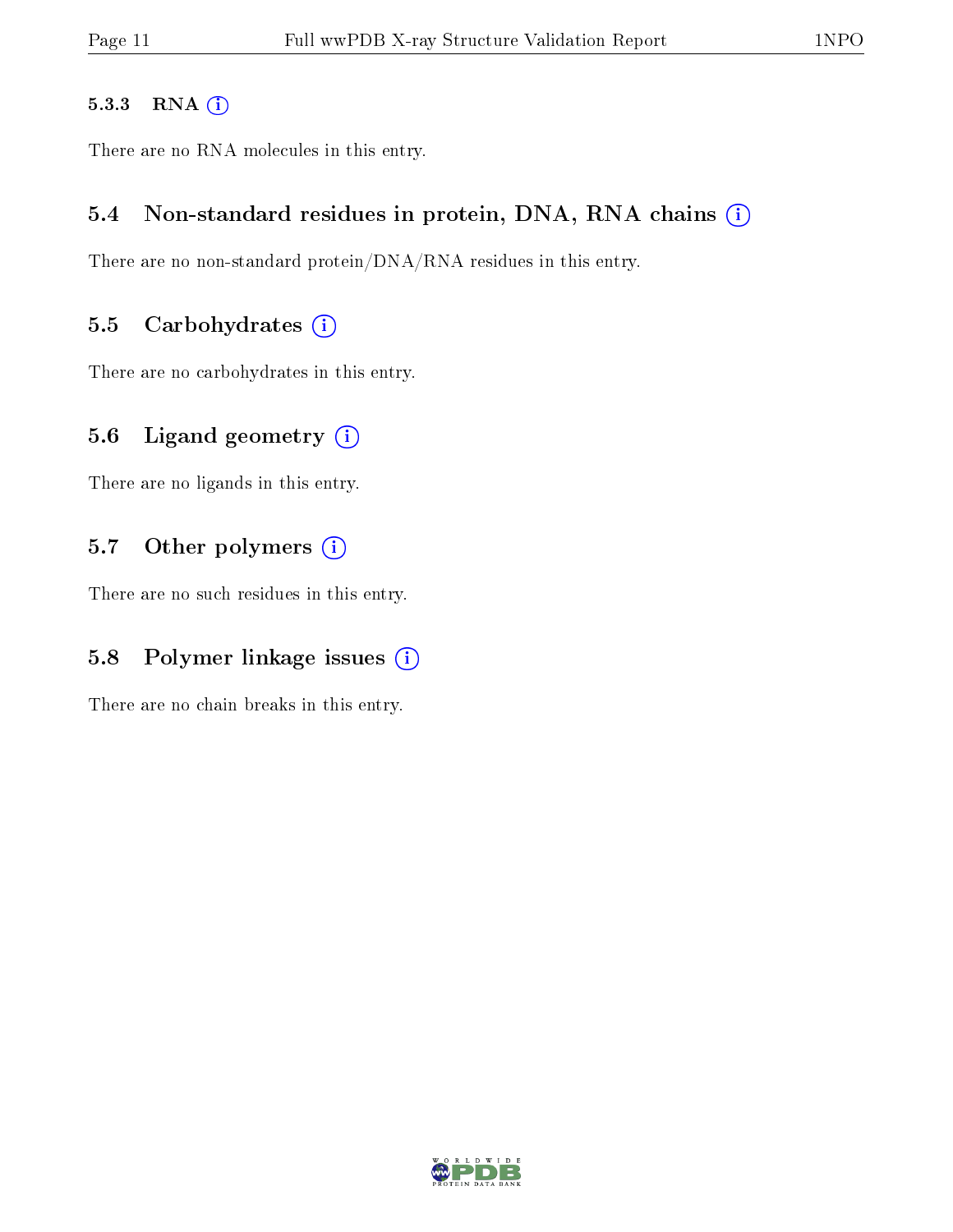#### 5.3.3 RNA

There are no RNA molecules in this entry.

### 5.4 Non-standard residues in protein, DNA, RNA chains

There are no non-standard protein/DNA/RNA residues in this entry.

### 5.5 Carbohydrates

There are no carbohydrates in this entry.

### 5.6 Ligand geometry

There are no ligands in this entry.

### 5.7 Other polymers

There are no such residues in this entry.

### 5.8 Polymer linkage issues

There are no chain breaks in this entry.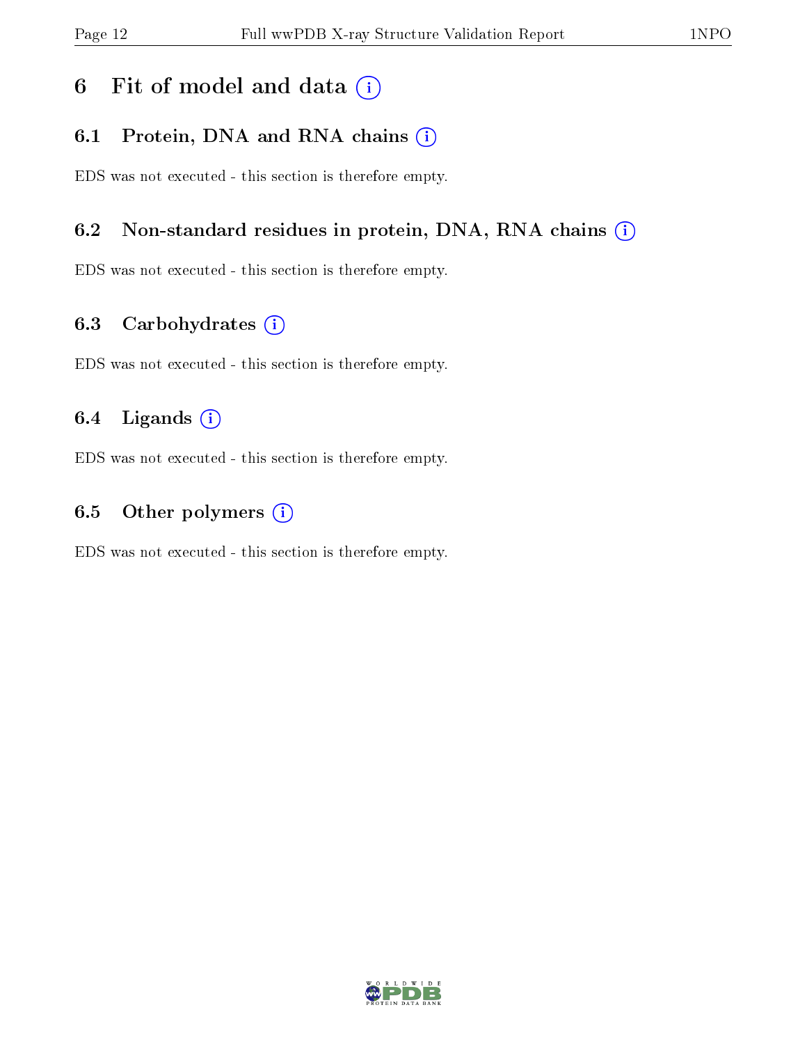# 6 Fit of model and data

## 6.1 Protein, DNA and RNA chains

EDS was not executed - this section is therefore empty.

## 6.2 Non-standard residues in protein, DNA, RNA chains

EDS was not executed - this section is therefore empty.

## 6.3 Carbohydrates

EDS was not executed - this section is therefore empty.

## 6.4 Ligands

EDS was not executed - this section is therefore empty.

## 6.5 Other polymers

EDS was not executed - this section is therefore empty.